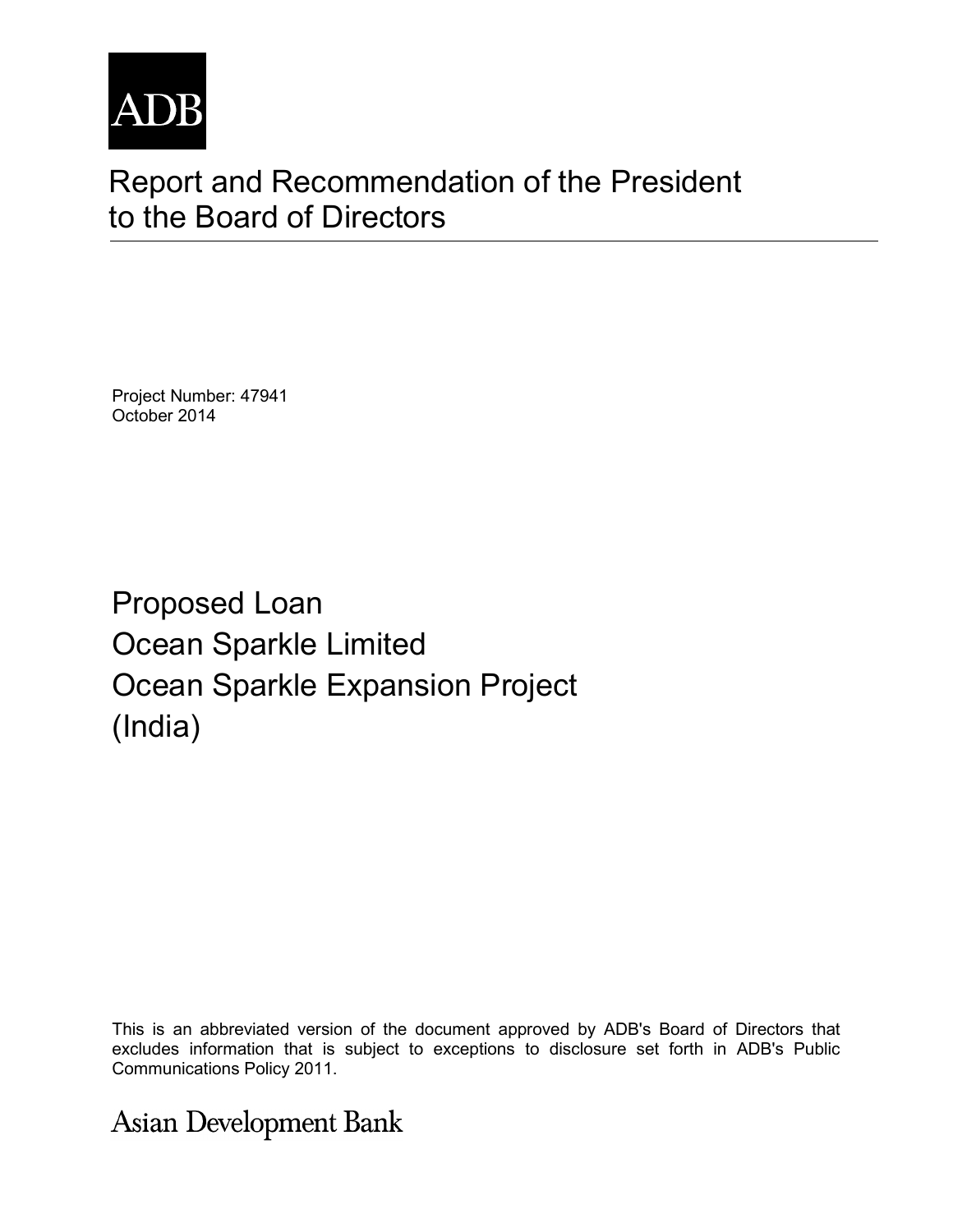ADB

# Report and Recommendation of the President to the Board of Directors

Project Number: 47941
October 2014

## Proposed Loan
## Ocean Sparkle Limited
## Ocean Sparkle Expansion Project
## (India)

This is an abbreviated version of the document approved by ADB's Board of Directors that excludes information that is subject to exceptions to disclosure set forth in ADB's Public Communications Policy 2011.

Asian Development Bank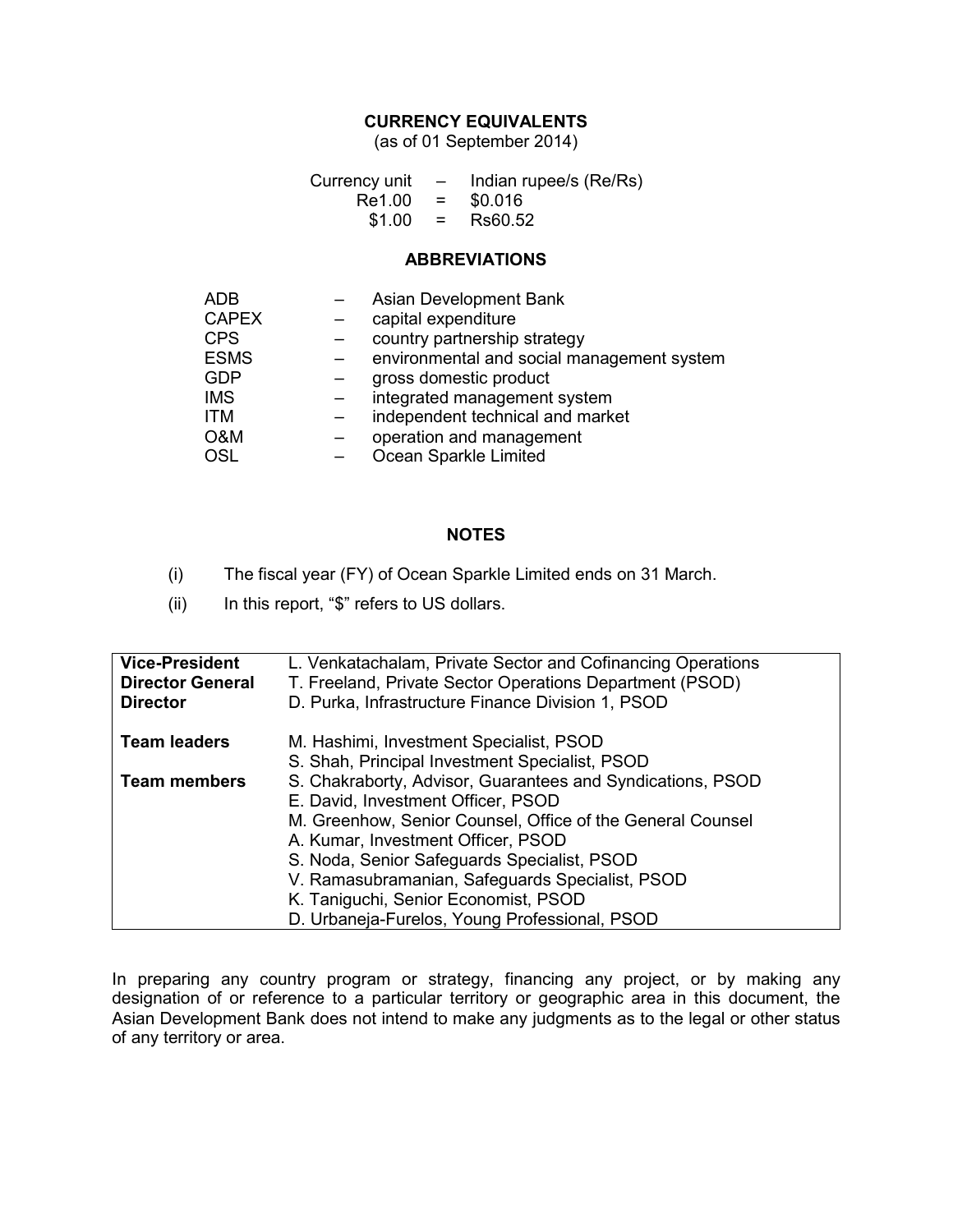## CURRENCY EQUIVALENTS

(as of 01 September 2014)

| | | |
|---|---|---|
| Currency unit | – | Indian rupee/s (Re/Rs) |
| Re1.00 | = | $0.016 |
| $1.00 | = | Rs60.52 |

## ABBREVIATIONS

| | | |
|---|---|---|
| ADB | – | Asian Development Bank |
| CAPEX | – | capital expenditure |
| CPS | – | country partnership strategy |
| ESMS | – | environmental and social management system |
| GDP | – | gross domestic product |
| IMS | – | integrated management system |
| ITM | – | independent technical and market |
| O&M | – | operation and management |
| OSL | – | Ocean Sparkle Limited |

## NOTES

(i) The fiscal year (FY) of Ocean Sparkle Limited ends on 31 March.

(ii) In this report, "$" refers to US dollars.

| | |
|---|---|
| **Vice-President** | L. Venkatachalam, Private Sector and Cofinancing Operations |
| **Director General** | T. Freeland, Private Sector Operations Department (PSOD) |
| **Director** | D. Purka, Infrastructure Finance Division 1, PSOD |
| | |
| **Team leaders** | M. Hashimi, Investment Specialist, PSOD |
| | S. Shah, Principal Investment Specialist, PSOD |
| **Team members** | S. Chakraborty, Advisor, Guarantees and Syndications, PSOD |
| | E. David, Investment Officer, PSOD |
| | M. Greenhow, Senior Counsel, Office of the General Counsel |
| | A. Kumar, Investment Officer, PSOD |
| | S. Noda, Senior Safeguards Specialist, PSOD |
| | V. Ramasubramanian, Safeguards Specialist, PSOD |
| | K. Taniguchi, Senior Economist, PSOD |
| | D. Urbaneja-Furelos, Young Professional, PSOD |

In preparing any country program or strategy, financing any project, or by making any designation of or reference to a particular territory or geographic area in this document, the Asian Development Bank does not intend to make any judgments as to the legal or other status of any territory or area.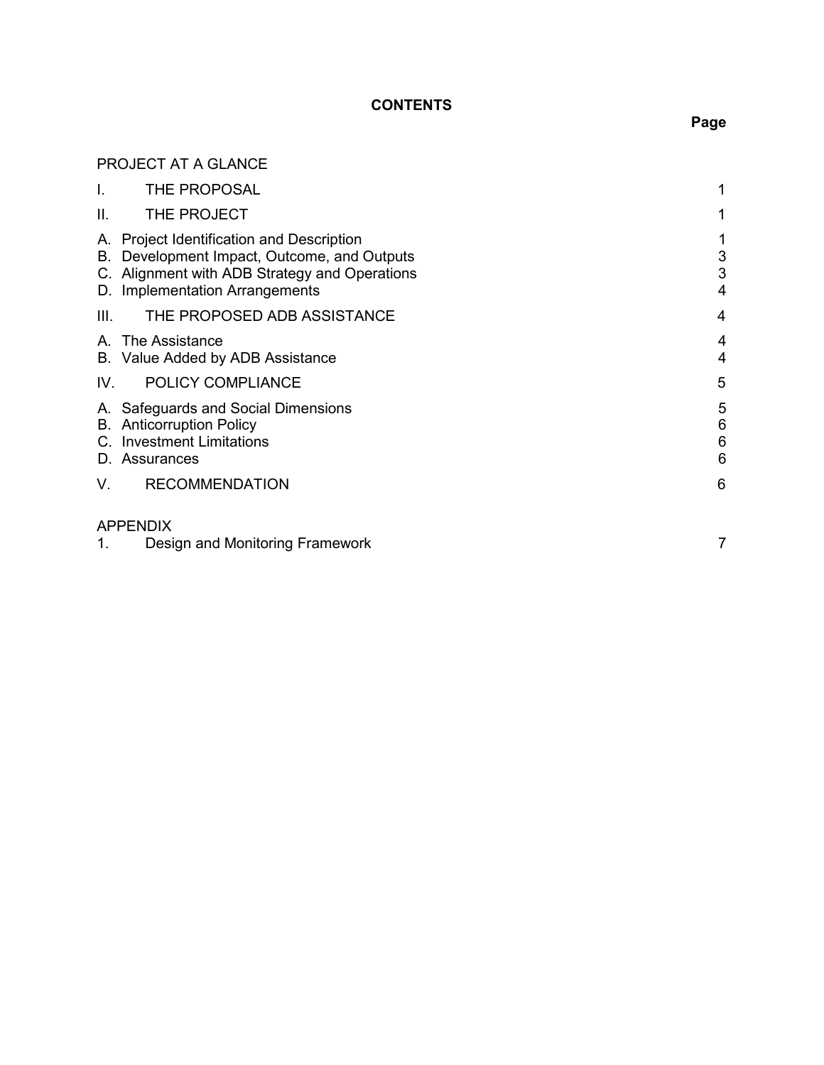**CONTENTS**

| | Page |
|---|---|
| PROJECT AT A GLANCE | |
| I. THE PROPOSAL | 1 |
| II. THE PROJECT | 1 |
| A. Project Identification and Description | 1 |
| B. Development Impact, Outcome, and Outputs | 3 |
| C. Alignment with ADB Strategy and Operations | 3 |
| D. Implementation Arrangements | 4 |
| III. THE PROPOSED ADB ASSISTANCE | 4 |
| A. The Assistance | 4 |
| B. Value Added by ADB Assistance | 4 |
| IV. POLICY COMPLIANCE | 5 |
| A. Safeguards and Social Dimensions | 5 |
| B. Anticorruption Policy | 6 |
| C. Investment Limitations | 6 |
| D. Assurances | 6 |
| V. RECOMMENDATION | 6 |
| APPENDIX | |
| 1. Design and Monitoring Framework | 7 |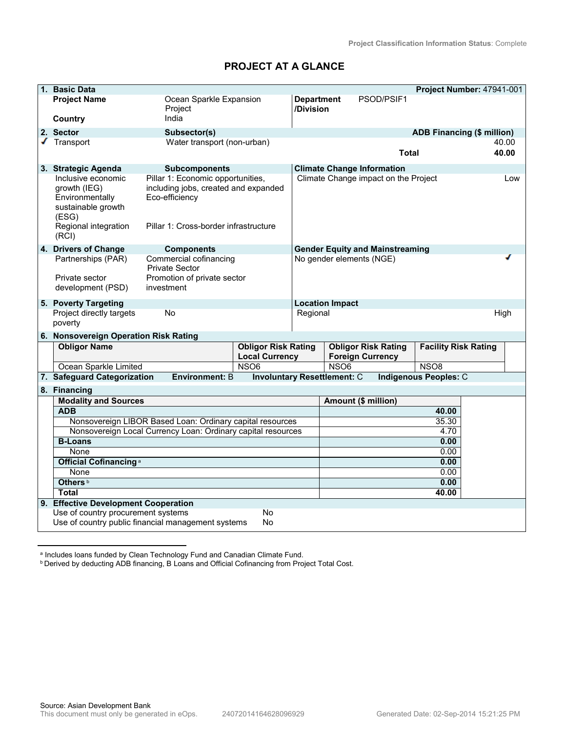Project Classification Information Status: Complete

# PROJECT AT A GLANCE

## 1. Basic Data

**Project Number:** 47941-001

| | | | |
|---|---|---|---|
| **Project Name** | Ocean Sparkle Expansion Project | **Department /Division** | PSOD/PSIF1 |
| **Country** | India | | |

## 2. Sector

| Sector | Subsector(s) | ADB Financing ($ million) |
|---|---|---|
| ✓ Transport | Water transport (non-urban) | 40.00 |
| | **Total** | **40.00** |

## 3. Strategic Agenda

| Strategic Agenda | Subcomponents |
|---|---|
| Inclusive economic growth (IEG) | Pillar 1: Economic opportunities, including jobs, created and expanded |
| Environmentally sustainable growth (ESG) | Eco-efficiency |
| Regional integration (RCI) | Pillar 1: Cross-border infrastructure |

**Climate Change Information**

| | |
|---|---|
| Climate Change impact on the Project | Low |

## 4. Drivers of Change

| Drivers of Change | Components |
|---|---|
| Partnerships (PAR) | Commercial cofinancing<br>Private Sector |
| Private sector development (PSD) | Promotion of private sector investment |

**Gender Equity and Mainstreaming**

| | |
|---|---|
| No gender elements (NGE) | ✓ |

## 5. Poverty Targeting

| | |
|---|---|
| Project directly targets poverty | No |

**Location Impact**

| | |
|---|---|
| Regional | High |

## 6. Nonsovereign Operation Risk Rating

| Obligor Name | Obligor Risk Rating Local Currency | Obligor Risk Rating Foreign Currency | Facility Risk Rating |
|---|---|---|---|
| Ocean Sparkle Limited | NSO6 | NSO6 | NSO8 |

## 7. Safeguard Categorization

**Environment:** B **Involuntary Resettlement:** C **Indigenous Peoples:** C

## 8. Financing

| Modality and Sources | Amount ($ million) |
|---|---|
| **ADB** | **40.00** |
| Nonsovereign LIBOR Based Loan: Ordinary capital resources | 35.30 |
| Nonsovereign Local Currency Loan: Ordinary capital resources | 4.70 |
| **B-Loans** | **0.00** |
| None | 0.00 |
| **Official Cofinancing** [a] | **0.00** |
| None | 0.00 |
| **Others** [b] | **0.00** |
| **Total** | **40.00** |

## 9. Effective Development Cooperation

| | |
|---|---|
| Use of country procurement systems | No |
| Use of country public financial management systems | No |

[a] Includes loans funded by Clean Technology Fund and Canadian Climate Fund.

[b] Derived by deducting ADB financing, B Loans and Official Cofinancing from Project Total Cost.

Source: Asian Development Bank

This document must only be generated in eOps. 24072014164628096929 Generated Date: 02-Sep-2014 15:21:25 PM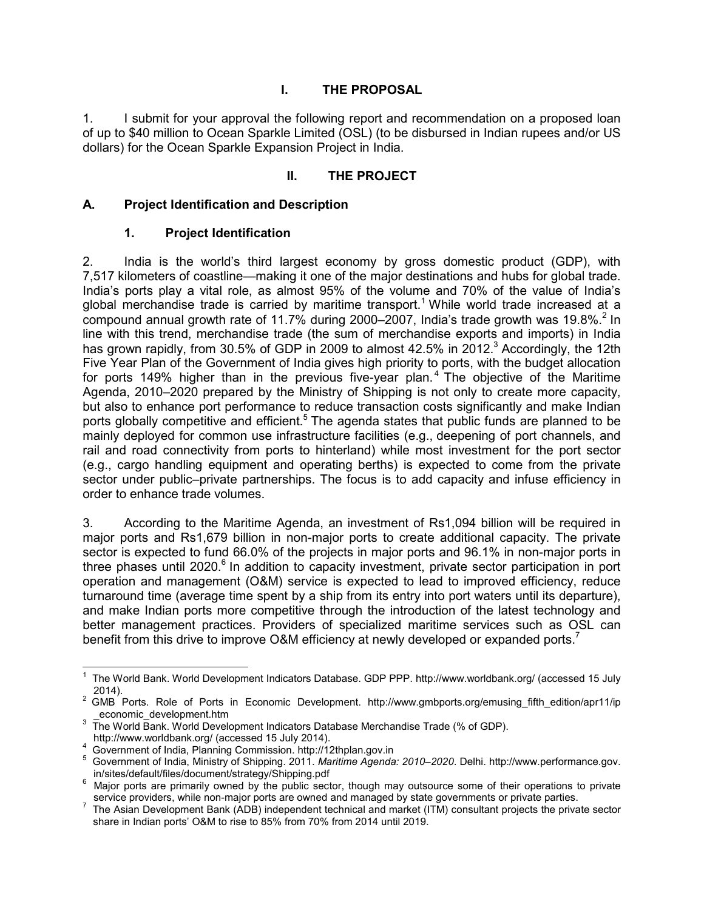# I. THE PROPOSAL

1. I submit for your approval the following report and recommendation on a proposed loan of up to $40 million to Ocean Sparkle Limited (OSL) (to be disbursed in Indian rupees and/or US dollars) for the Ocean Sparkle Expansion Project in India.

# II. THE PROJECT

## A. Project Identification and Description

### 1. Project Identification

2. India is the world's third largest economy by gross domestic product (GDP), with 7,517 kilometers of coastline—making it one of the major destinations and hubs for global trade. India's ports play a vital role, as almost 95% of the volume and 70% of the value of India's global merchandise trade is carried by maritime transport.[1] While world trade increased at a compound annual growth rate of 11.7% during 2000–2007, India's trade growth was 19.8%.[2] In line with this trend, merchandise trade (the sum of merchandise exports and imports) in India has grown rapidly, from 30.5% of GDP in 2009 to almost 42.5% in 2012.[3] Accordingly, the 12th Five Year Plan of the Government of India gives high priority to ports, with the budget allocation for ports 149% higher than in the previous five-year plan.[4] The objective of the Maritime Agenda, 2010–2020 prepared by the Ministry of Shipping is not only to create more capacity, but also to enhance port performance to reduce transaction costs significantly and make Indian ports globally competitive and efficient.[5] The agenda states that public funds are planned to be mainly deployed for common use infrastructure facilities (e.g., deepening of port channels, and rail and road connectivity from ports to hinterland) while most investment for the port sector (e.g., cargo handling equipment and operating berths) is expected to come from the private sector under public–private partnerships. The focus is to add capacity and infuse efficiency in order to enhance trade volumes.

3. According to the Maritime Agenda, an investment of Rs1,094 billion will be required in major ports and Rs1,679 billion in non-major ports to create additional capacity. The private sector is expected to fund 66.0% of the projects in major ports and 96.1% in non-major ports in three phases until 2020.[6] In addition to capacity investment, private sector participation in port operation and management (O&M) service is expected to lead to improved efficiency, reduce turnaround time (average time spent by a ship from its entry into port waters until its departure), and make Indian ports more competitive through the introduction of the latest technology and better management practices. Providers of specialized maritime services such as OSL can benefit from this drive to improve O&M efficiency at newly developed or expanded ports.[7]

---

[1] The World Bank. World Development Indicators Database. GDP PPP. http://www.worldbank.org/ (accessed 15 July 2014).

[2] GMB Ports. Role of Ports in Economic Development. http://www.gmbports.org/emusing_fifth_edition/apr11/ip_economic_development.htm

[3] The World Bank. World Development Indicators Database Merchandise Trade (% of GDP). http://www.worldbank.org/ (accessed 15 July 2014).

[4] Government of India, Planning Commission. http://12thplan.gov.in

[5] Government of India, Ministry of Shipping. 2011. *Maritime Agenda: 2010–2020*. Delhi. http://www.performance.gov.in/sites/default/files/document/strategy/Shipping.pdf

[6] Major ports are primarily owned by the public sector, though may outsource some of their operations to private service providers, while non-major ports are owned and managed by state governments or private parties.

[7] The Asian Development Bank (ADB) independent technical and market (ITM) consultant projects the private sector share in Indian ports' O&M to rise to 85% from 70% from 2014 until 2019.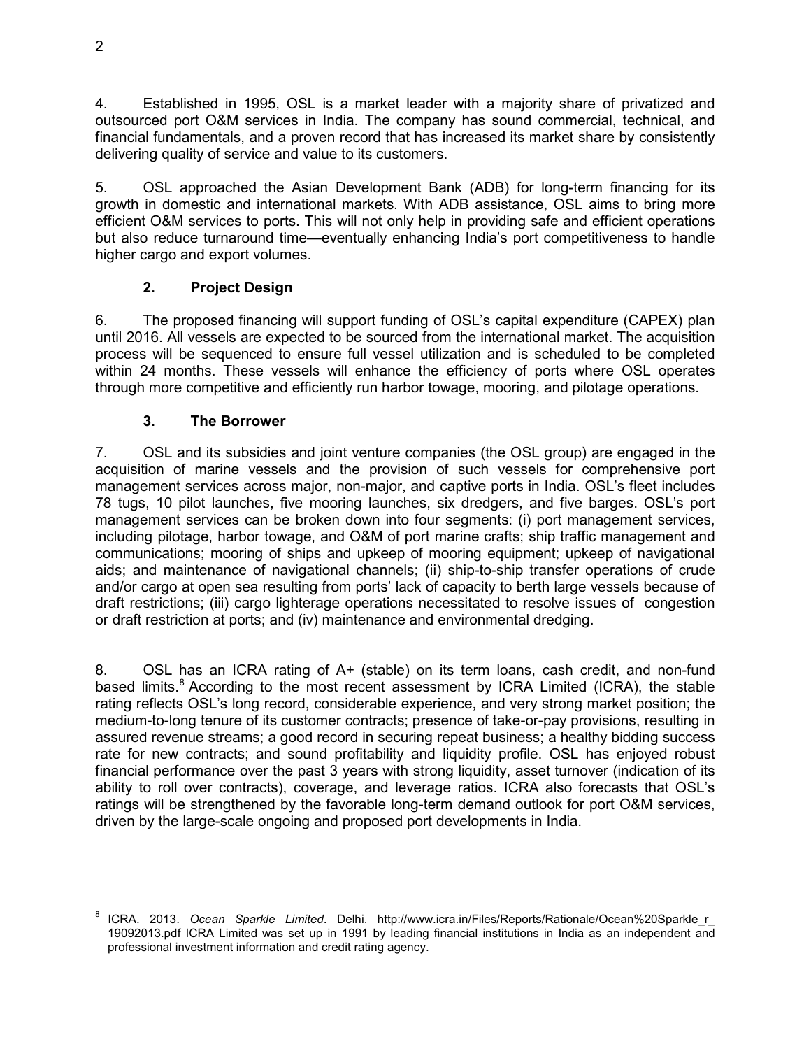4. Established in 1995, OSL is a market leader with a majority share of privatized and outsourced port O&M services in India. The company has sound commercial, technical, and financial fundamentals, and a proven record that has increased its market share by consistently delivering quality of service and value to its customers.

5. OSL approached the Asian Development Bank (ADB) for long-term financing for its growth in domestic and international markets. With ADB assistance, OSL aims to bring more efficient O&M services to ports. This will not only help in providing safe and efficient operations but also reduce turnaround time—eventually enhancing India's port competitiveness to handle higher cargo and export volumes.

### 2. Project Design

6. The proposed financing will support funding of OSL's capital expenditure (CAPEX) plan until 2016. All vessels are expected to be sourced from the international market. The acquisition process will be sequenced to ensure full vessel utilization and is scheduled to be completed within 24 months. These vessels will enhance the efficiency of ports where OSL operates through more competitive and efficiently run harbor towage, mooring, and pilotage operations.

### 3. The Borrower

7. OSL and its subsidies and joint venture companies (the OSL group) are engaged in the acquisition of marine vessels and the provision of such vessels for comprehensive port management services across major, non-major, and captive ports in India. OSL's fleet includes 78 tugs, 10 pilot launches, five mooring launches, six dredgers, and five barges. OSL's port management services can be broken down into four segments: (i) port management services, including pilotage, harbor towage, and O&M of port marine crafts; ship traffic management and communications; mooring of ships and upkeep of mooring equipment; upkeep of navigational aids; and maintenance of navigational channels; (ii) ship-to-ship transfer operations of crude and/or cargo at open sea resulting from ports' lack of capacity to berth large vessels because of draft restrictions; (iii) cargo lighterage operations necessitated to resolve issues of congestion or draft restriction at ports; and (iv) maintenance and environmental dredging.

8. OSL has an ICRA rating of A+ (stable) on its term loans, cash credit, and non-fund based limits.[8] According to the most recent assessment by ICRA Limited (ICRA), the stable rating reflects OSL's long record, considerable experience, and very strong market position; the medium-to-long tenure of its customer contracts; presence of take-or-pay provisions, resulting in assured revenue streams; a good record in securing repeat business; a healthy bidding success rate for new contracts; and sound profitability and liquidity profile. OSL has enjoyed robust financial performance over the past 3 years with strong liquidity, asset turnover (indication of its ability to roll over contracts), coverage, and leverage ratios. ICRA also forecasts that OSL's ratings will be strengthened by the favorable long-term demand outlook for port O&M services, driven by the large-scale ongoing and proposed port developments in India.

---

[8] ICRA. 2013. *Ocean Sparkle Limited*. Delhi. http://www.icra.in/Files/Reports/Rationale/Ocean%20Sparkle_r_19092013.pdf ICRA Limited was set up in 1991 by leading financial institutions in India as an independent and professional investment information and credit rating agency.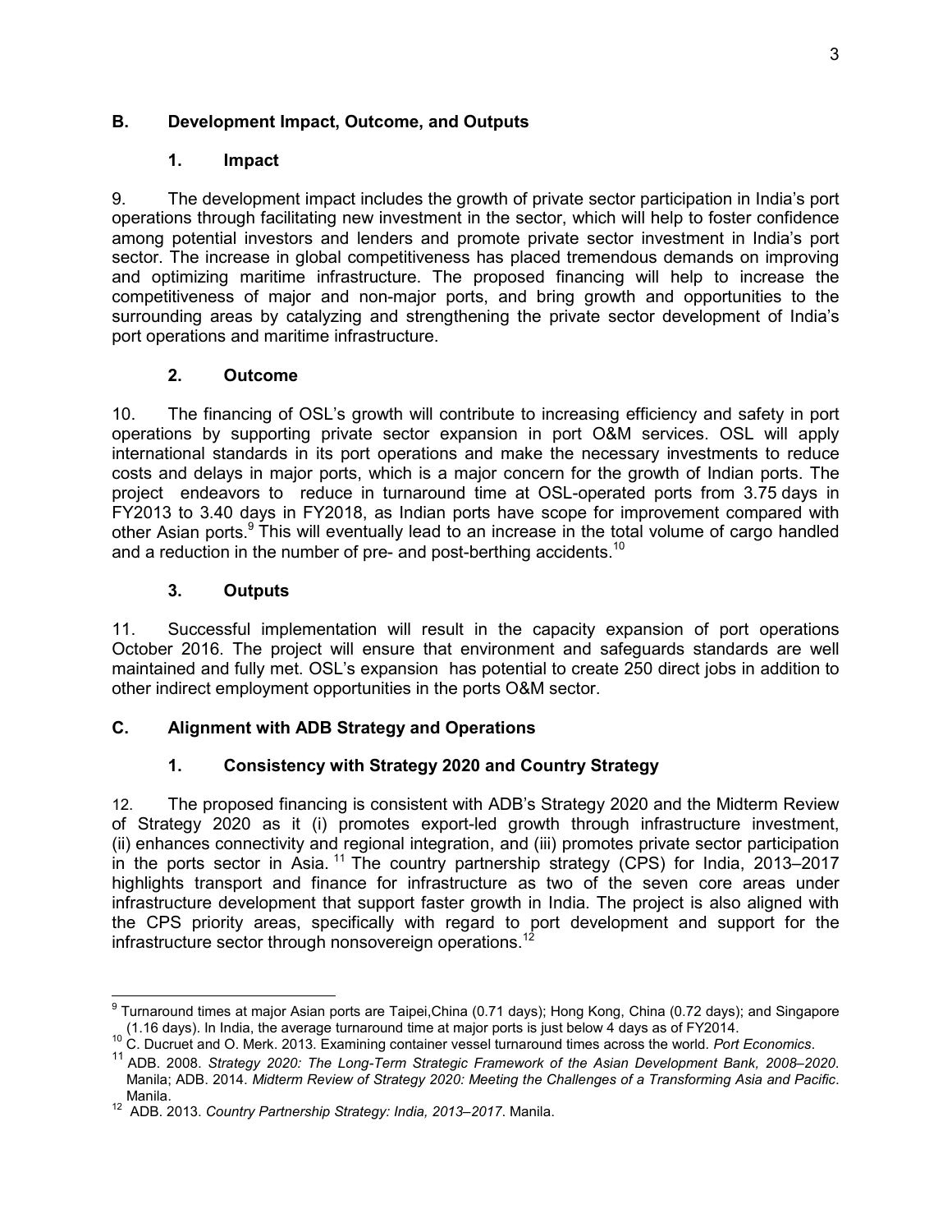## B. Development Impact, Outcome, and Outputs

### 1. Impact

9. The development impact includes the growth of private sector participation in India's port operations through facilitating new investment in the sector, which will help to foster confidence among potential investors and lenders and promote private sector investment in India's port sector. The increase in global competitiveness has placed tremendous demands on improving and optimizing maritime infrastructure. The proposed financing will help to increase the competitiveness of major and non-major ports, and bring growth and opportunities to the surrounding areas by catalyzing and strengthening the private sector development of India's port operations and maritime infrastructure.

### 2. Outcome

10. The financing of OSL's growth will contribute to increasing efficiency and safety in port operations by supporting private sector expansion in port O&M services. OSL will apply international standards in its port operations and make the necessary investments to reduce costs and delays in major ports, which is a major concern for the growth of Indian ports. The project endeavors to reduce in turnaround time at OSL-operated ports from 3.75 days in FY2013 to 3.40 days in FY2018, as Indian ports have scope for improvement compared with other Asian ports.[9] This will eventually lead to an increase in the total volume of cargo handled and a reduction in the number of pre- and post-berthing accidents.[10]

### 3. Outputs

11. Successful implementation will result in the capacity expansion of port operations October 2016. The project will ensure that environment and safeguards standards are well maintained and fully met. OSL's expansion has potential to create 250 direct jobs in addition to other indirect employment opportunities in the ports O&M sector.

## C. Alignment with ADB Strategy and Operations

### 1. Consistency with Strategy 2020 and Country Strategy

12. The proposed financing is consistent with ADB's Strategy 2020 and the Midterm Review of Strategy 2020 as it (i) promotes export-led growth through infrastructure investment, (ii) enhances connectivity and regional integration, and (iii) promotes private sector participation in the ports sector in Asia.[11] The country partnership strategy (CPS) for India, 2013–2017 highlights transport and finance for infrastructure as two of the seven core areas under infrastructure development that support faster growth in India. The project is also aligned with the CPS priority areas, specifically with regard to port development and support for the infrastructure sector through nonsovereign operations.[12]

---

[9] Turnaround times at major Asian ports are Taipei,China (0.71 days); Hong Kong, China (0.72 days); and Singapore (1.16 days). In India, the average turnaround time at major ports is just below 4 days as of FY2014.

[10] C. Ducruet and O. Merk. 2013. Examining container vessel turnaround times across the world. *Port Economics*.

[11] ADB. 2008. *Strategy 2020: The Long-Term Strategic Framework of the Asian Development Bank, 2008–2020*. Manila; ADB. 2014. *Midterm Review of Strategy 2020: Meeting the Challenges of a Transforming Asia and Pacific*. Manila.

[12] ADB. 2013. *Country Partnership Strategy: India, 2013–2017*. Manila.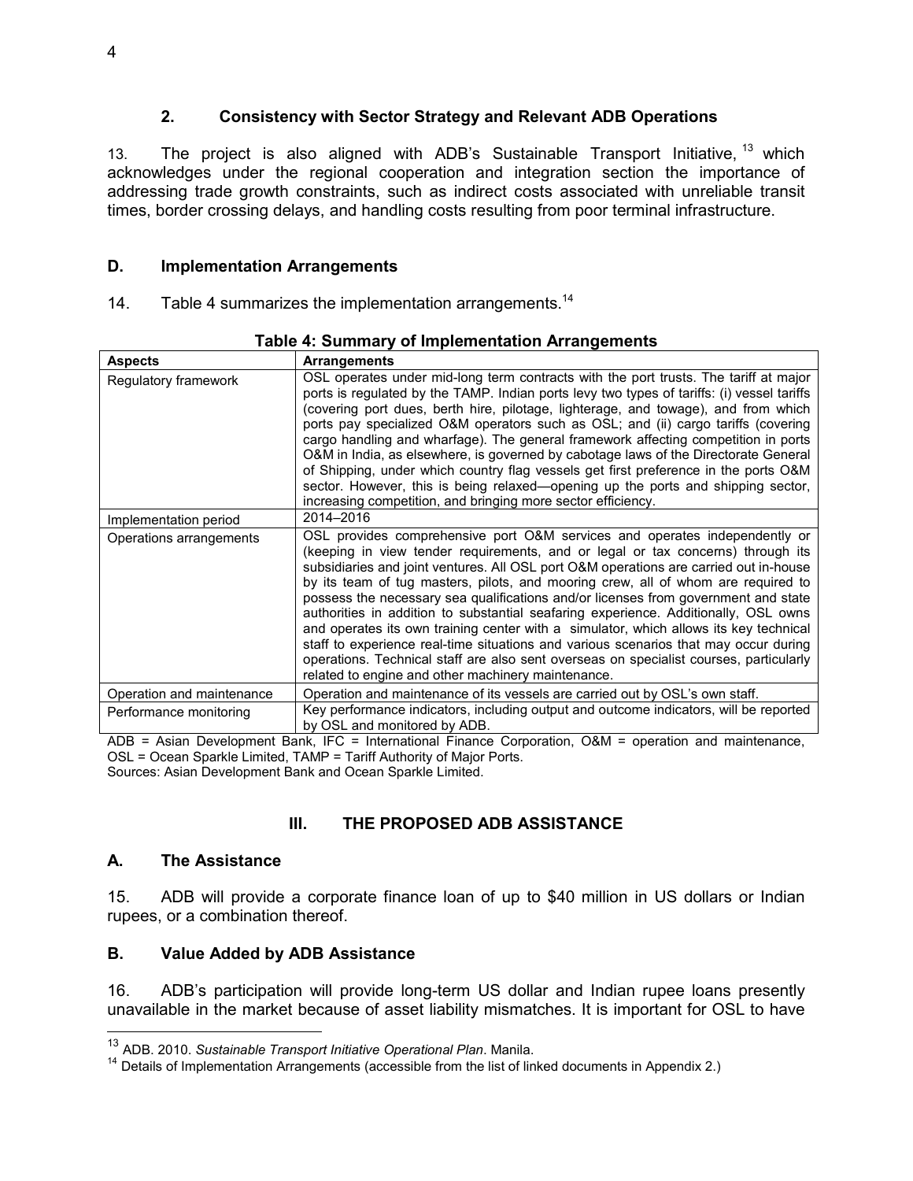### 2. Consistency with Sector Strategy and Relevant ADB Operations

13. The project is also aligned with ADB's Sustainable Transport Initiative,[13] which acknowledges under the regional cooperation and integration section the importance of addressing trade growth constraints, such as indirect costs associated with unreliable transit times, border crossing delays, and handling costs resulting from poor terminal infrastructure.

## D. Implementation Arrangements

14. Table 4 summarizes the implementation arrangements.[14]

**Table 4: Summary of Implementation Arrangements**

| Aspects | Arrangements |
|---|---|
| Regulatory framework | OSL operates under mid-long term contracts with the port trusts. The tariff at major ports is regulated by the TAMP. Indian ports levy two types of tariffs: (i) vessel tariffs (covering port dues, berth hire, pilotage, lighterage, and towage), and from which ports pay specialized O&M operators such as OSL; and (ii) cargo tariffs (covering cargo handling and wharfage). The general framework affecting competition in ports O&M in India, as elsewhere, is governed by cabotage laws of the Directorate General of Shipping, under which country flag vessels get first preference in the ports O&M sector. However, this is being relaxed—opening up the ports and shipping sector, increasing competition, and bringing more sector efficiency. |
| Implementation period | 2014–2016 |
| Operations arrangements | OSL provides comprehensive port O&M services and operates independently or (keeping in view tender requirements, and or legal or tax concerns) through its subsidiaries and joint ventures. All OSL port O&M operations are carried out in-house by its team of tug masters, pilots, and mooring crew, all of whom are required to possess the necessary sea qualifications and/or licenses from government and state authorities in addition to substantial seafaring experience. Additionally, OSL owns and operates its own training center with a simulator, which allows its key technical staff to experience real-time situations and various scenarios that may occur during operations. Technical staff are also sent overseas on specialist courses, particularly related to engine and other machinery maintenance. |
| Operation and maintenance | Operation and maintenance of its vessels are carried out by OSL's own staff. |
| Performance monitoring | Key performance indicators, including output and outcome indicators, will be reported by OSL and monitored by ADB. |

ADB = Asian Development Bank, IFC = International Finance Corporation, O&M = operation and maintenance, OSL = Ocean Sparkle Limited, TAMP = Tariff Authority of Major Ports.
Sources: Asian Development Bank and Ocean Sparkle Limited.

# III. THE PROPOSED ADB ASSISTANCE

## A. The Assistance

15. ADB will provide a corporate finance loan of up to $40 million in US dollars or Indian rupees, or a combination thereof.

## B. Value Added by ADB Assistance

16. ADB's participation will provide long-term US dollar and Indian rupee loans presently unavailable in the market because of asset liability mismatches. It is important for OSL to have

---

[13] ADB. 2010. *Sustainable Transport Initiative Operational Plan*. Manila.

[14] Details of Implementation Arrangements (accessible from the list of linked documents in Appendix 2.)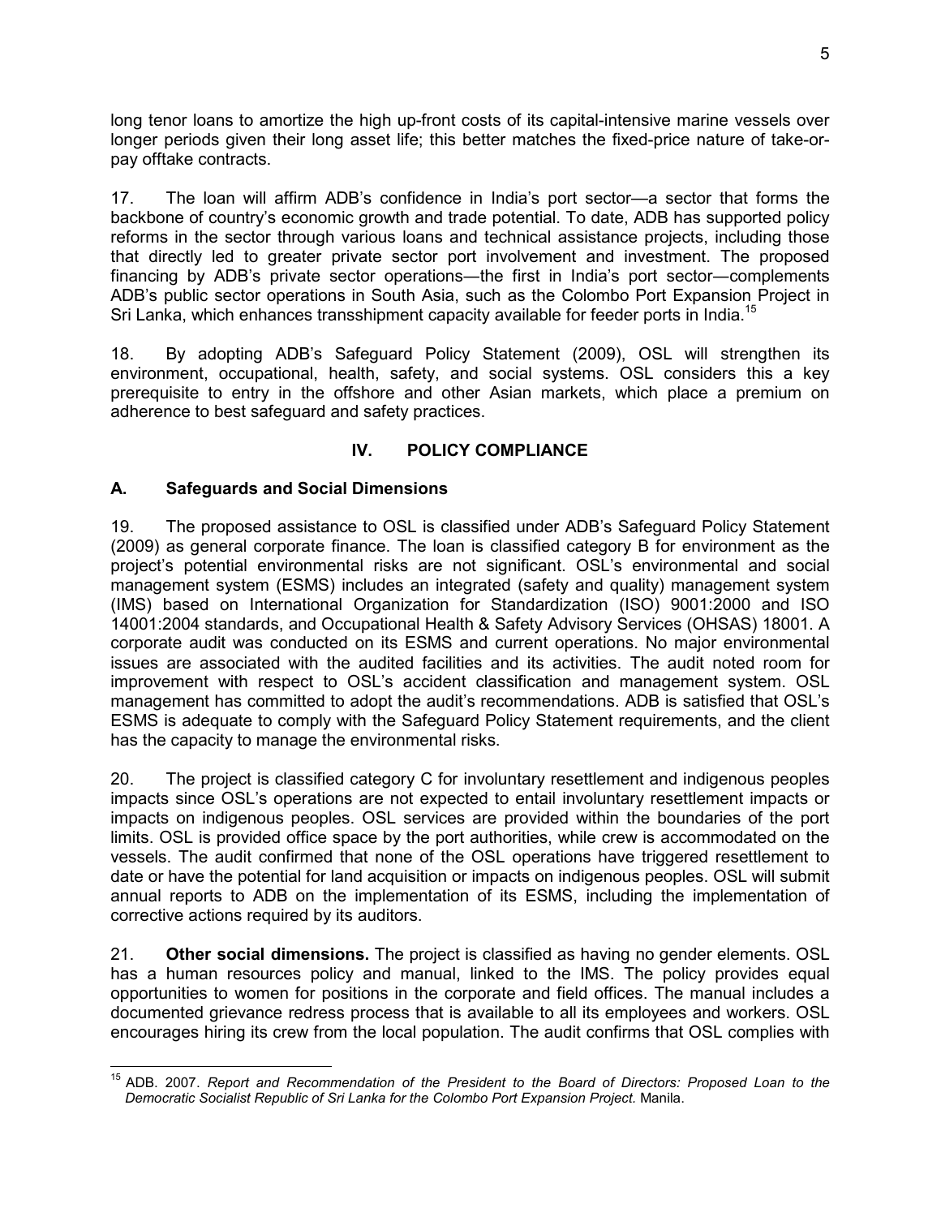long tenor loans to amortize the high up-front costs of its capital-intensive marine vessels over longer periods given their long asset life; this better matches the fixed-price nature of take-or-pay offtake contracts.

17. The loan will affirm ADB's confidence in India's port sector—a sector that forms the backbone of country's economic growth and trade potential. To date, ADB has supported policy reforms in the sector through various loans and technical assistance projects, including those that directly led to greater private sector port involvement and investment. The proposed financing by ADB's private sector operations—the first in India's port sector—complements ADB's public sector operations in South Asia, such as the Colombo Port Expansion Project in Sri Lanka, which enhances transshipment capacity available for feeder ports in India.[15]

18. By adopting ADB's Safeguard Policy Statement (2009), OSL will strengthen its environment, occupational, health, safety, and social systems. OSL considers this a key prerequisite to entry in the offshore and other Asian markets, which place a premium on adherence to best safeguard and safety practices.

## IV. POLICY COMPLIANCE

### A. Safeguards and Social Dimensions

19. The proposed assistance to OSL is classified under ADB's Safeguard Policy Statement (2009) as general corporate finance. The loan is classified category B for environment as the project's potential environmental risks are not significant. OSL's environmental and social management system (ESMS) includes an integrated (safety and quality) management system (IMS) based on International Organization for Standardization (ISO) 9001:2000 and ISO 14001:2004 standards, and Occupational Health & Safety Advisory Services (OHSAS) 18001. A corporate audit was conducted on its ESMS and current operations. No major environmental issues are associated with the audited facilities and its activities. The audit noted room for improvement with respect to OSL's accident classification and management system. OSL management has committed to adopt the audit's recommendations. ADB is satisfied that OSL's ESMS is adequate to comply with the Safeguard Policy Statement requirements, and the client has the capacity to manage the environmental risks.

20. The project is classified category C for involuntary resettlement and indigenous peoples impacts since OSL's operations are not expected to entail involuntary resettlement impacts or impacts on indigenous peoples. OSL services are provided within the boundaries of the port limits. OSL is provided office space by the port authorities, while crew is accommodated on the vessels. The audit confirmed that none of the OSL operations have triggered resettlement to date or have the potential for land acquisition or impacts on indigenous peoples. OSL will submit annual reports to ADB on the implementation of its ESMS, including the implementation of corrective actions required by its auditors.

21. **Other social dimensions.** The project is classified as having no gender elements. OSL has a human resources policy and manual, linked to the IMS. The policy provides equal opportunities to women for positions in the corporate and field offices. The manual includes a documented grievance redress process that is available to all its employees and workers. OSL encourages hiring its crew from the local population. The audit confirms that OSL complies with

---

[15] ADB. 2007. *Report and Recommendation of the President to the Board of Directors: Proposed Loan to the Democratic Socialist Republic of Sri Lanka for the Colombo Port Expansion Project.* Manila.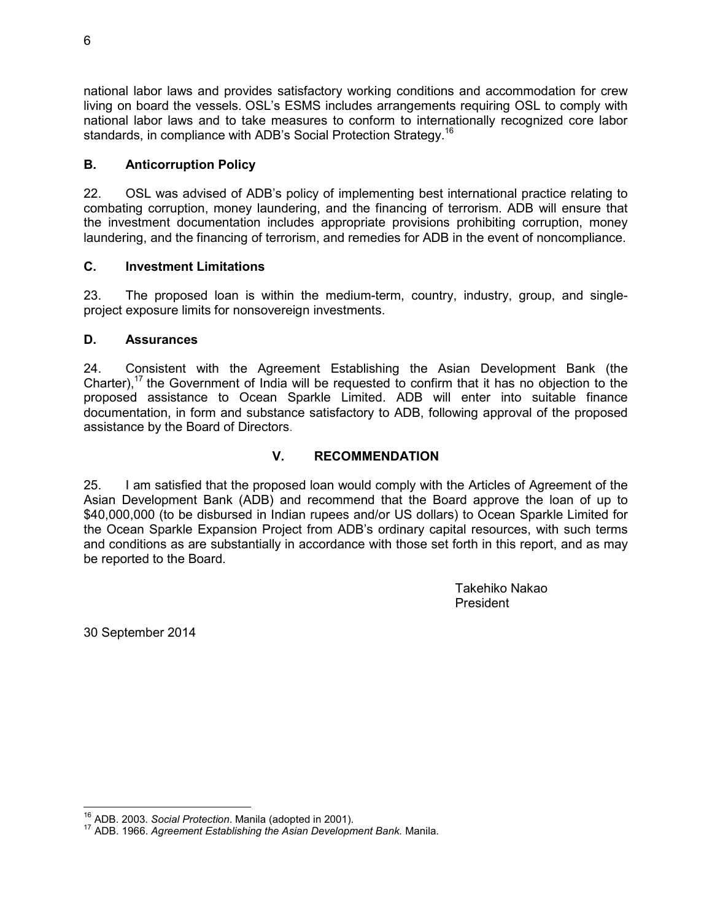national labor laws and provides satisfactory working conditions and accommodation for crew living on board the vessels. OSL's ESMS includes arrangements requiring OSL to comply with national labor laws and to take measures to conform to internationally recognized core labor standards, in compliance with ADB's Social Protection Strategy.[16]

### B. Anticorruption Policy

22. OSL was advised of ADB's policy of implementing best international practice relating to combating corruption, money laundering, and the financing of terrorism. ADB will ensure that the investment documentation includes appropriate provisions prohibiting corruption, money laundering, and the financing of terrorism, and remedies for ADB in the event of noncompliance.

### C. Investment Limitations

23. The proposed loan is within the medium-term, country, industry, group, and single-project exposure limits for nonsovereign investments.

### D. Assurances

24. Consistent with the Agreement Establishing the Asian Development Bank (the Charter),[17] the Government of India will be requested to confirm that it has no objection to the proposed assistance to Ocean Sparkle Limited. ADB will enter into suitable finance documentation, in form and substance satisfactory to ADB, following approval of the proposed assistance by the Board of Directors.

## V. RECOMMENDATION

25. I am satisfied that the proposed loan would comply with the Articles of Agreement of the Asian Development Bank (ADB) and recommend that the Board approve the loan of up to $40,000,000 (to be disbursed in Indian rupees and/or US dollars) to Ocean Sparkle Limited for the Ocean Sparkle Expansion Project from ADB's ordinary capital resources, with such terms and conditions as are substantially in accordance with those set forth in this report, and as may be reported to the Board.

Takehiko Nakao
President

30 September 2014

---

[16] ADB. 2003. *Social Protection*. Manila (adopted in 2001).

[17] ADB. 1966. *Agreement Establishing the Asian Development Bank.* Manila.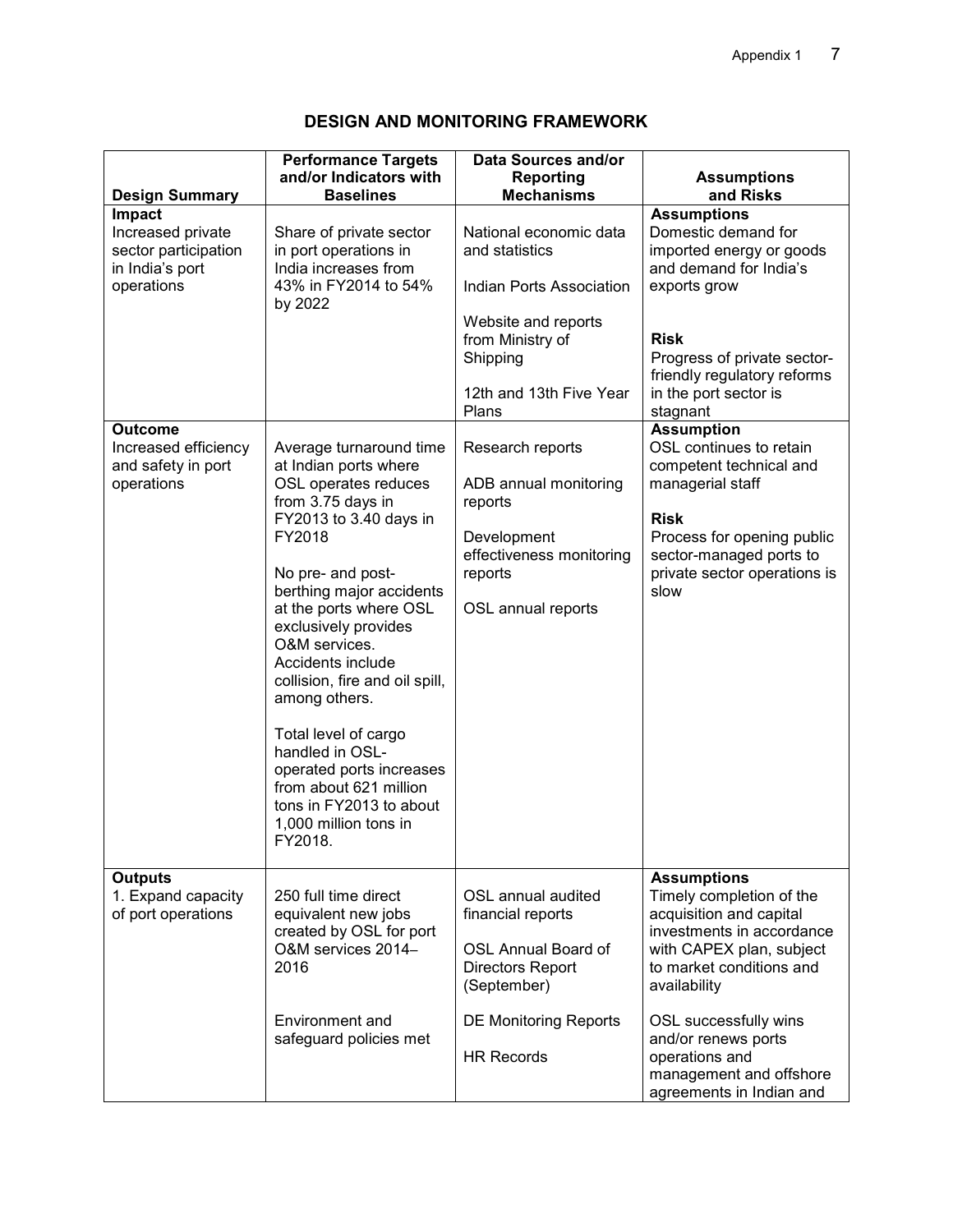## DESIGN AND MONITORING FRAMEWORK

| Design Summary | Performance Targets and/or Indicators with Baselines | Data Sources and/or Reporting Mechanisms | Assumptions and Risks |
|---|---|---|---|
| **Impact**<br>Increased private sector participation in India's port operations | Share of private sector in port operations in India increases from 43% in FY2014 to 54% by 2022 | National economic data and statistics<br><br>Indian Ports Association<br><br>Website and reports from Ministry of Shipping<br><br>12th and 13th Five Year Plans | **Assumptions**<br>Domestic demand for imported energy or goods and demand for India's exports grow<br><br>**Risk**<br>Progress of private sector-friendly regulatory reforms in the port sector is stagnant |
| **Outcome**<br>Increased efficiency and safety in port operations | Average turnaround time at Indian ports where OSL operates reduces from 3.75 days in FY2013 to 3.40 days in FY2018<br><br>No pre- and post-berthing major accidents at the ports where OSL exclusively provides O&M services. Accidents include collision, fire and oil spill, among others.<br><br>Total level of cargo handled in OSL-operated ports increases from about 621 million tons in FY2013 to about 1,000 million tons in FY2018. | Research reports<br><br>ADB annual monitoring reports<br><br>Development effectiveness monitoring reports<br><br>OSL annual reports | **Assumption**<br>OSL continues to retain competent technical and managerial staff<br><br>**Risk**<br>Process for opening public sector-managed ports to private sector operations is slow |
| **Outputs**<br>1. Expand capacity of port operations | 250 full time direct equivalent new jobs created by OSL for port O&M services 2014–2016<br><br>Environment and safeguard policies met | OSL annual audited financial reports<br><br>OSL Annual Board of Directors Report (September)<br><br>DE Monitoring Reports<br><br>HR Records | **Assumptions**<br>Timely completion of the acquisition and capital investments in accordance with CAPEX plan, subject to market conditions and availability<br><br>OSL successfully wins and/or renews ports operations and management and offshore agreements in Indian and |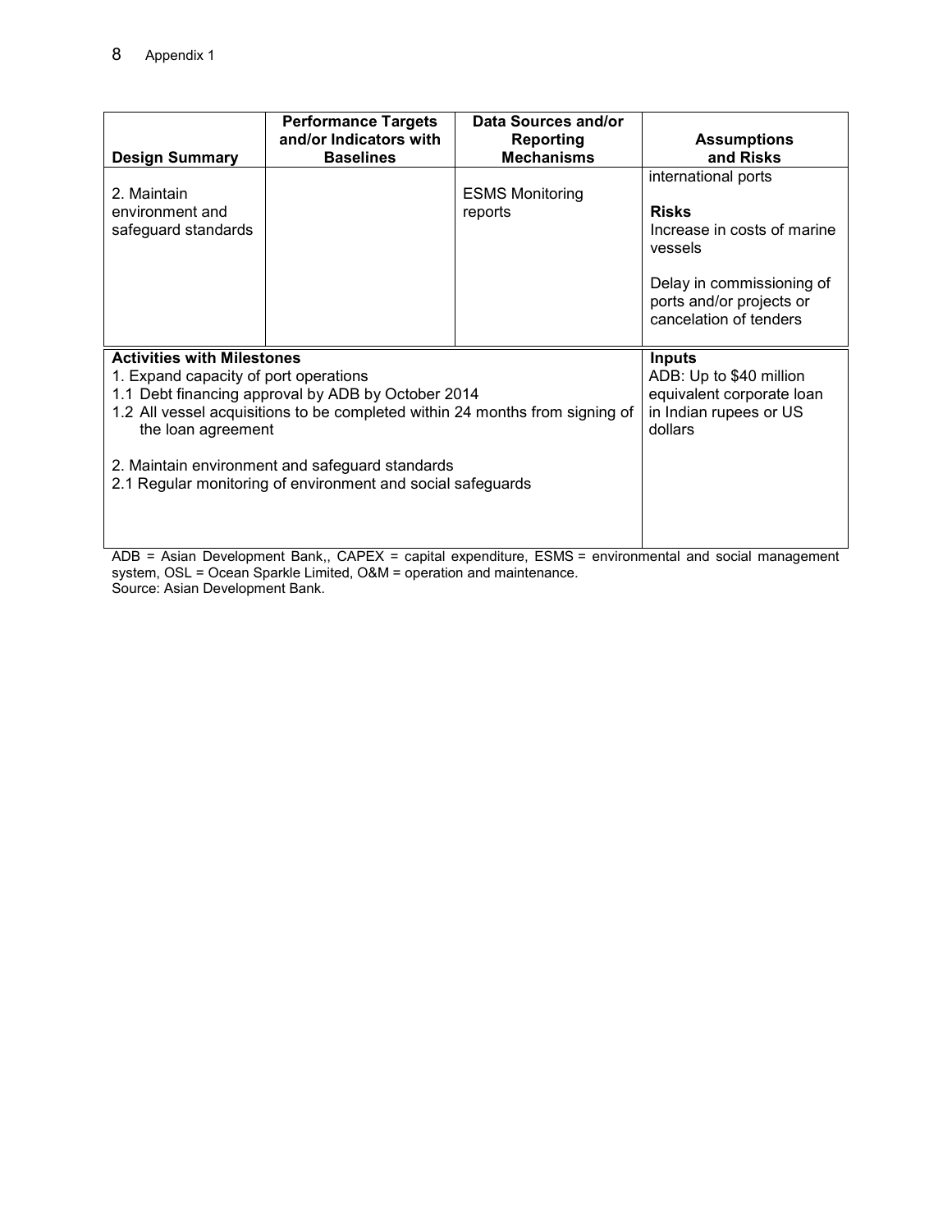| Design Summary | Performance Targets and/or Indicators with Baselines | Data Sources and/or Reporting Mechanisms | Assumptions and Risks |
|---|---|---|---|
| 2. Maintain environment and safeguard standards | | ESMS Monitoring reports | international ports<br><br>**Risks**<br>Increase in costs of marine vessels<br><br>Delay in commissioning of ports and/or projects or cancelation of tenders |

| Activities with Milestones | Inputs |
|---|---|
| 1. Expand capacity of port operations<br>1.1 Debt financing approval by ADB by October 2014<br>1.2 All vessel acquisitions to be completed within 24 months from signing of the loan agreement<br><br>2. Maintain environment and safeguard standards<br>2.1 Regular monitoring of environment and social safeguards | ADB: Up to $40 million equivalent corporate loan in Indian rupees or US dollars |

ADB = Asian Development Bank,, CAPEX = capital expenditure, ESMS = environmental and social management system, OSL = Ocean Sparkle Limited, O&M = operation and maintenance.
Source: Asian Development Bank.